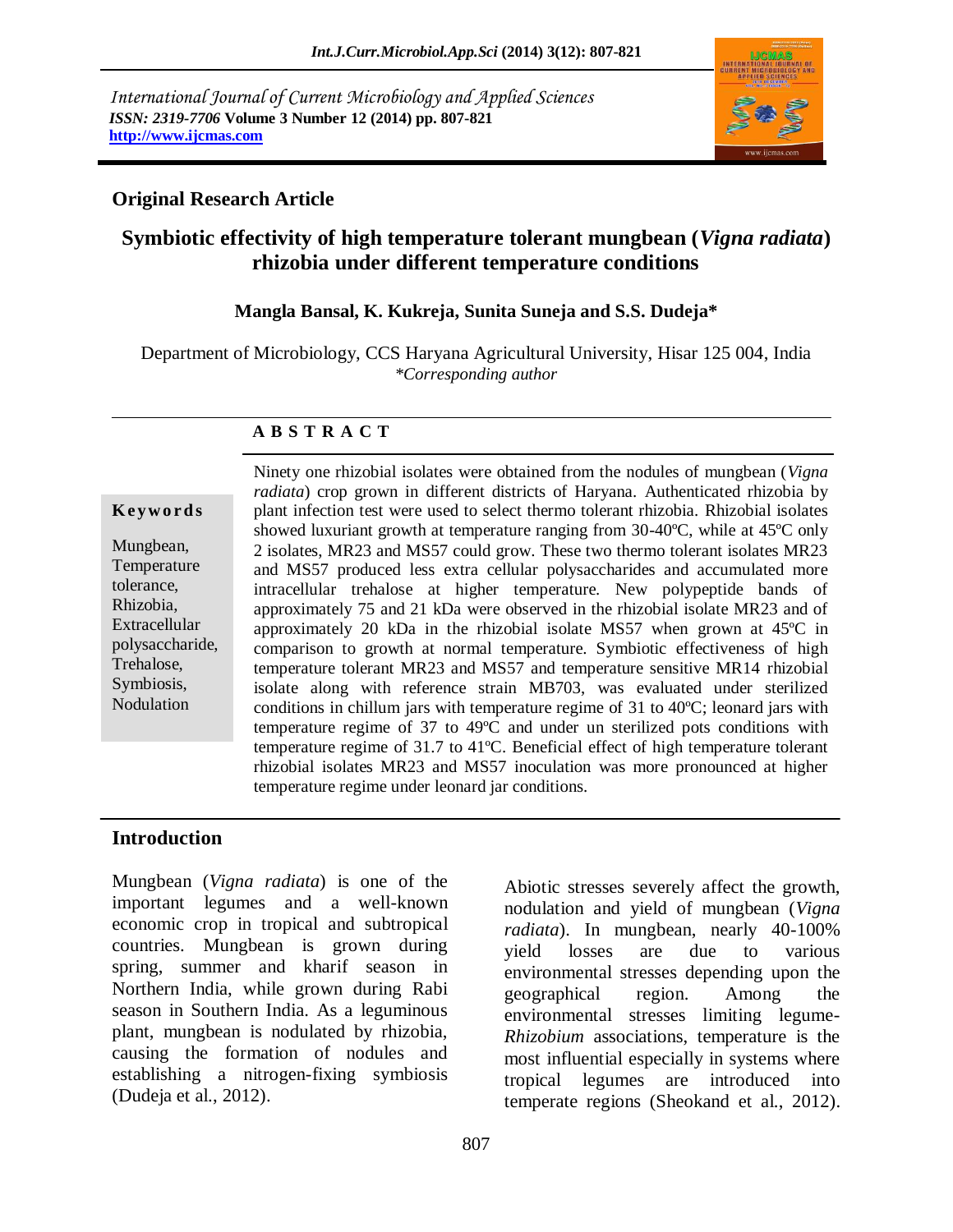International Journal of Current Microbiology and Applied Sciences
*ISSN: 2319-7706* **Volume 3 Number 12 (2014) pp. 807-821**
**http://www.ijcmas.com**

**Original Research Article**

# Symbiotic effectivity of high temperature tolerant mungbean (*Vigna radiata*) rhizobia under different temperature conditions

**Mangla Bansal, K. Kukreja, Sunita Suneja and S.S. Dudeja***

Department of Microbiology, CCS Haryana Agricultural University, Hisar 125 004, India
*\*Corresponding author*

## A B S T R A C T

**Keywords**

Mungbean, Temperature tolerance, Rhizobia, Extracellular polysaccharide, Trehalose, Symbiosis, Nodulation

Ninety one rhizobial isolates were obtained from the nodules of mungbean (*Vigna radiata*) crop grown in different districts of Haryana. Authenticated rhizobia by plant infection test were used to select thermo tolerant rhizobia. Rhizobial isolates showed luxuriant growth at temperature ranging from 30-40ºC, while at 45ºC only 2 isolates, MR23 and MS57 could grow. These two thermo tolerant isolates MR23 and MS57 produced less extra cellular polysaccharides and accumulated more intracellular trehalose at higher temperature. New polypeptide bands of approximately 75 and 21 kDa were observed in the rhizobial isolate MR23 and of approximately 20 kDa in the rhizobial isolate MS57 when grown at 45ºC in comparison to growth at normal temperature. Symbiotic effectiveness of high temperature tolerant MR23 and MS57 and temperature sensitive MR14 rhizobial isolate along with reference strain MB703, was evaluated under sterilized conditions in chillum jars with temperature regime of 31 to 40ºC; leonard jars with temperature regime of 37 to 49ºC and under un sterilized pots conditions with temperature regime of 31.7 to 41ºC. Beneficial effect of high temperature tolerant rhizobial isolates MR23 and MS57 inoculation was more pronounced at higher temperature regime under leonard jar conditions.

## Introduction

Mungbean (*Vigna radiata*) is one of the important legumes and a well-known economic crop in tropical and subtropical countries. Mungbean is grown during spring, summer and kharif season in Northern India, while grown during Rabi season in Southern India. As a leguminous plant, mungbean is nodulated by rhizobia, causing the formation of nodules and establishing a nitrogen-fixing symbiosis (Dudeja et al., 2012).

Abiotic stresses severely affect the growth, nodulation and yield of mungbean (*Vigna radiata*). In mungbean, nearly 40-100% yield losses are due to various environmental stresses depending upon the geographical region. Among the environmental stresses limiting legume-*Rhizobium* associations, temperature is the most influential especially in systems where tropical legumes are introduced into temperate regions (Sheokand et al., 2012).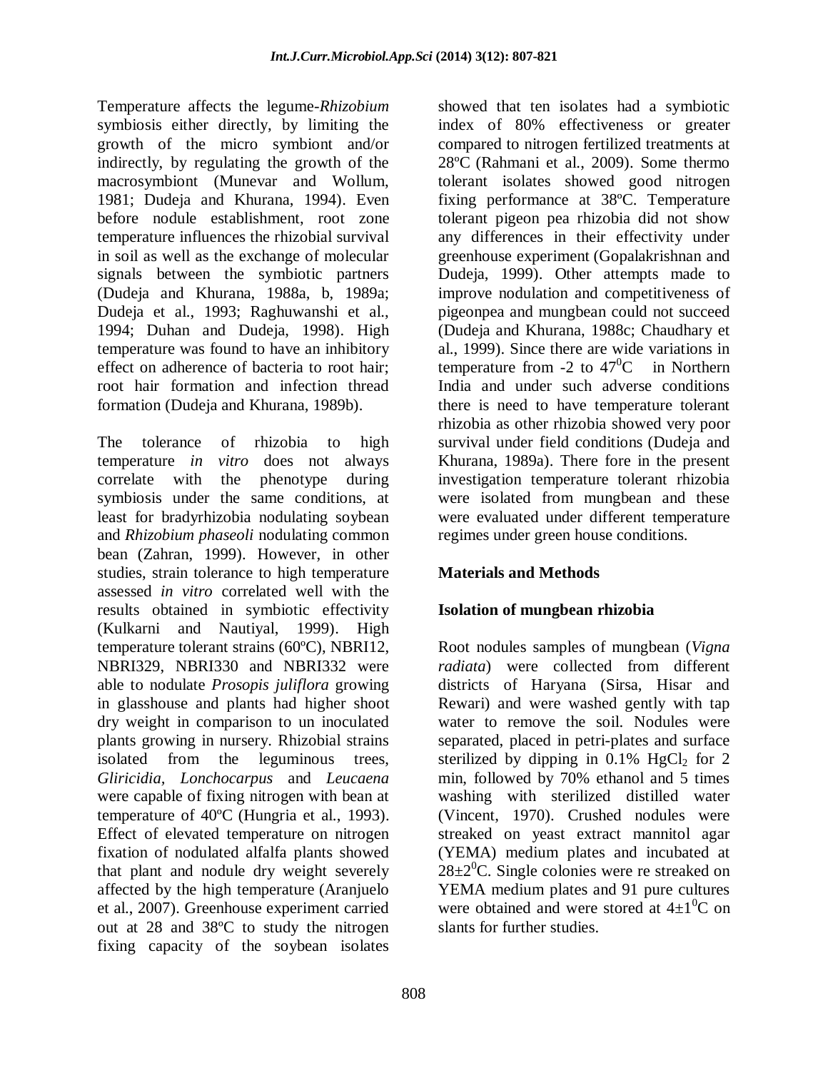Temperature affects the legume-*Rhizobium* symbiosis either directly, by limiting the growth of the micro symbiont and/or indirectly, by regulating the growth of the macrosymbiont (Munevar and Wollum, 1981; Dudeja and Khurana, 1994). Even before nodule establishment, root zone temperature influences the rhizobial survival in soil as well as the exchange of molecular signals between the symbiotic partners (Dudeja and Khurana, 1988a, b, 1989a; Dudeja et al., 1993; Raghuwanshi et al., 1994; Duhan and Dudeja, 1998). High temperature was found to have an inhibitory effect on adherence of bacteria to root hair; root hair formation and infection thread formation (Dudeja and Khurana, 1989b).

The tolerance of rhizobia to high temperature *in vitro* does not always correlate with the phenotype during symbiosis under the same conditions, at least for bradyrhizobia nodulating soybean and *Rhizobium phaseoli* nodulating common bean (Zahran, 1999). However, in other studies, strain tolerance to high temperature assessed *in vitro* correlated well with the results obtained in symbiotic effectivity (Kulkarni and Nautiyal, 1999). High temperature tolerant strains (60ºC), NBRI12, NBRI329, NBRI330 and NBRI332 were able to nodulate *Prosopis juliflora* growing in glasshouse and plants had higher shoot dry weight in comparison to un inoculated plants growing in nursery. Rhizobial strains isolated from the leguminous trees, *Gliricidia*, *Lonchocarpus* and *Leucaena* were capable of fixing nitrogen with bean at temperature of 40ºC (Hungria et al., 1993). Effect of elevated temperature on nitrogen fixation of nodulated alfalfa plants showed that plant and nodule dry weight severely affected by the high temperature (Aranjuelo et al., 2007). Greenhouse experiment carried out at 28 and 38ºC to study the nitrogen fixing capacity of the soybean isolates showed that ten isolates had a symbiotic index of 80% effectiveness or greater compared to nitrogen fertilized treatments at 28ºC (Rahmani et al., 2009). Some thermo tolerant isolates showed good nitrogen fixing performance at 38ºC. Temperature tolerant pigeon pea rhizobia did not show any differences in their effectivity under greenhouse experiment (Gopalakrishnan and Dudeja, 1999). Other attempts made to improve nodulation and competitiveness of pigeonpea and mungbean could not succeed (Dudeja and Khurana, 1988c; Chaudhary et al., 1999). Since there are wide variations in temperature from -2 to $47^0$C in Northern India and under such adverse conditions there is need to have temperature tolerant rhizobia as other rhizobia showed very poor survival under field conditions (Dudeja and Khurana, 1989a). There fore in the present investigation temperature tolerant rhizobia were isolated from mungbean and these were evaluated under different temperature regimes under green house conditions.

## Materials and Methods

### Isolation of mungbean rhizobia

Root nodules samples of mungbean (*Vigna radiata*) were collected from different districts of Haryana (Sirsa, Hisar and Rewari) and were washed gently with tap water to remove the soil. Nodules were separated, placed in petri-plates and surface sterilized by dipping in 0.1% $HgCl_2$ for 2 min, followed by 70% ethanol and 5 times washing with sterilized distilled water (Vincent, 1970). Crushed nodules were streaked on yeast extract mannitol agar (YEMA) medium plates and incubated at $28\pm2^0$C. Single colonies were re streaked on YEMA medium plates and 91 pure cultures were obtained and were stored at $4\pm1^0$C on slants for further studies.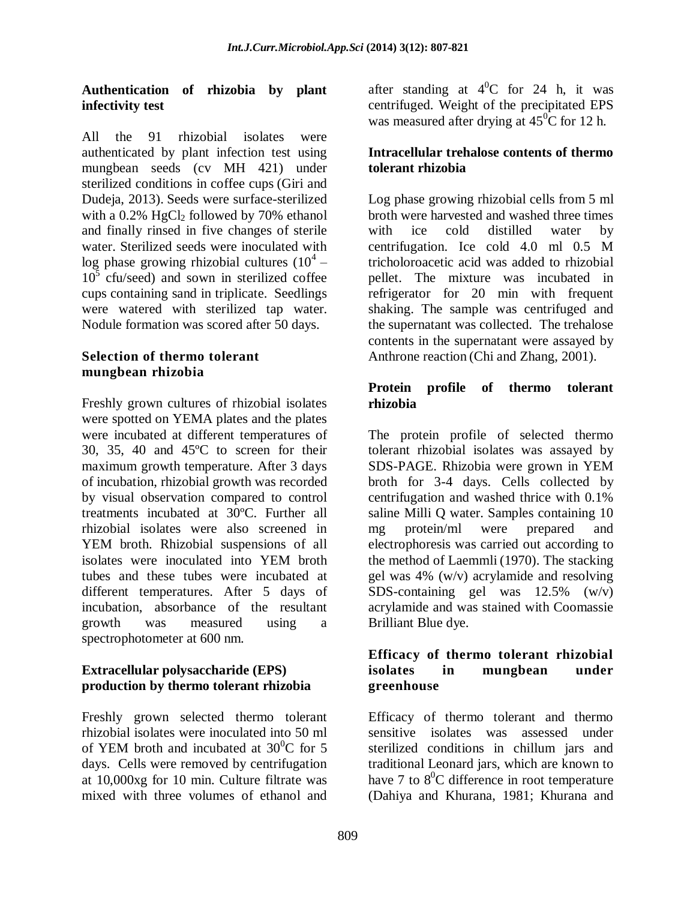### Authentication of rhizobia by plant infectivity test

All the 91 rhizobial isolates were authenticated by plant infection test using mungbean seeds (cv MH 421) under sterilized conditions in coffee cups (Giri and Dudeja, 2013). Seeds were surface-sterilized with a 0.2% $HgCl_2$ followed by 70% ethanol and finally rinsed in five changes of sterile water. Sterilized seeds were inoculated with log phase growing rhizobial cultures ($10^4$ – $10^5$ cfu/seed) and sown in sterilized coffee cups containing sand in triplicate. Seedlings were watered with sterilized tap water. Nodule formation was scored after 50 days.

### Selection of thermo tolerant mungbean rhizobia

Freshly grown cultures of rhizobial isolates were spotted on YEMA plates and the plates were incubated at different temperatures of 30, 35, 40 and 45ºC to screen for their maximum growth temperature. After 3 days of incubation, rhizobial growth was recorded by visual observation compared to control treatments incubated at 30ºC. Further all rhizobial isolates were also screened in YEM broth. Rhizobial suspensions of all isolates were inoculated into YEM broth tubes and these tubes were incubated at different temperatures. After 5 days of incubation, absorbance of the resultant growth was measured using a spectrophotometer at 600 nm.

### Extracellular polysaccharide (EPS) production by thermo tolerant rhizobia

Freshly grown selected thermo tolerant rhizobial isolates were inoculated into 50 ml of YEM broth and incubated at $30^0$C for 5 days. Cells were removed by centrifugation at 10,000xg for 10 min. Culture filtrate was mixed with three volumes of ethanol and after standing at $4^0$C for 24 h, it was centrifuged. Weight of the precipitated EPS was measured after drying at $45^0$C for 12 h.

### Intracellular trehalose contents of thermo tolerant rhizobia

Log phase growing rhizobial cells from 5 ml broth were harvested and washed three times with ice cold distilled water by centrifugation. Ice cold 4.0 ml 0.5 M tricholoroacetic acid was added to rhizobial pellet. The mixture was incubated in refrigerator for 20 min with frequent shaking. The sample was centrifuged and the supernatant was collected. The trehalose contents in the supernatant were assayed by Anthrone reaction (Chi and Zhang, 2001).

### Protein profile of thermo tolerant rhizobia

The protein profile of selected thermo tolerant rhizobial isolates was assayed by SDS-PAGE. Rhizobia were grown in YEM broth for 3-4 days. Cells collected by centrifugation and washed thrice with 0.1% saline Milli Q water. Samples containing 10 mg protein/ml were prepared and electrophoresis was carried out according to the method of Laemmli (1970). The stacking gel was 4% (w/v) acrylamide and resolving SDS-containing gel was 12.5% (w/v) acrylamide and was stained with Coomassie Brilliant Blue dye.

### Efficacy of thermo tolerant rhizobial isolates in mungbean under greenhouse

Efficacy of thermo tolerant and thermo sensitive isolates was assessed under sterilized conditions in chillum jars and traditional Leonard jars, which are known to have 7 to $8^0$C difference in root temperature (Dahiya and Khurana, 1981; Khurana and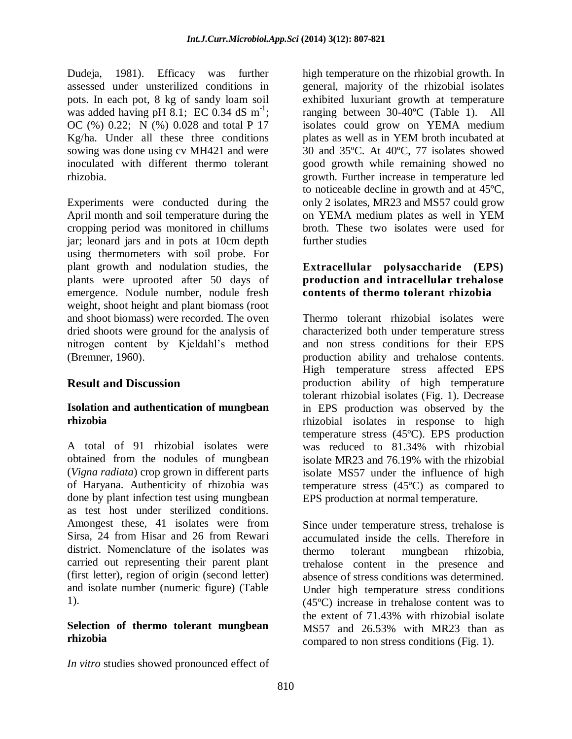Dudeja, 1981). Efficacy was further assessed under unsterilized conditions in pots. In each pot, 8 kg of sandy loam soil was added having pH 8.1; EC 0.34 dS $m^{-1}$; OC (%) 0.22; N (%) 0.028 and total P 17 Kg/ha. Under all these three conditions sowing was done using cv MH421 and were inoculated with different thermo tolerant rhizobia.

Experiments were conducted during the April month and soil temperature during the cropping period was monitored in chillums jar; leonard jars and in pots at 10cm depth using thermometers with soil probe. For plant growth and nodulation studies, the plants were uprooted after 50 days of emergence. Nodule number, nodule fresh weight, shoot height and plant biomass (root and shoot biomass) were recorded. The oven dried shoots were ground for the analysis of nitrogen content by Kjeldahl's method (Bremner, 1960).

## Result and Discussion

### Isolation and authentication of mungbean rhizobia

A total of 91 rhizobial isolates were obtained from the nodules of mungbean (*Vigna radiata*) crop grown in different parts of Haryana. Authenticity of rhizobia was done by plant infection test using mungbean as test host under sterilized conditions. Amongest these, 41 isolates were from Sirsa, 24 from Hisar and 26 from Rewari district. Nomenclature of the isolates was carried out representing their parent plant (first letter), region of origin (second letter) and isolate number (numeric figure) (Table 1).

### Selection of thermo tolerant mungbean rhizobia

*In vitro* studies showed pronounced effect of high temperature on the rhizobial growth. In general, majority of the rhizobial isolates exhibited luxuriant growth at temperature ranging between 30-40ºC (Table 1). All isolates could grow on YEMA medium plates as well as in YEM broth incubated at 30 and 35ºC. At 40ºC, 77 isolates showed good growth while remaining showed no growth. Further increase in temperature led to noticeable decline in growth and at 45ºC, only 2 isolates, MR23 and MS57 could grow on YEMA medium plates as well in YEM broth. These two isolates were used for further studies

### Extracellular polysaccharide (EPS) production and intracellular trehalose contents of thermo tolerant rhizobia

Thermo tolerant rhizobial isolates were characterized both under temperature stress and non stress conditions for their EPS production ability and trehalose contents. High temperature stress affected EPS production ability of high temperature tolerant rhizobial isolates (Fig. 1). Decrease in EPS production was observed by the rhizobial isolates in response to high temperature stress (45ºC). EPS production was reduced to 81.34% with rhizobial isolate MR23 and 76.19% with the rhizobial isolate MS57 under the influence of high temperature stress (45ºC) as compared to EPS production at normal temperature.

Since under temperature stress, trehalose is accumulated inside the cells. Therefore in thermo tolerant mungbean rhizobia, trehalose content in the presence and absence of stress conditions was determined. Under high temperature stress conditions (45ºC) increase in trehalose content was to the extent of 71.43% with rhizobial isolate MS57 and 26.53% with MR23 than as compared to non stress conditions (Fig. 1).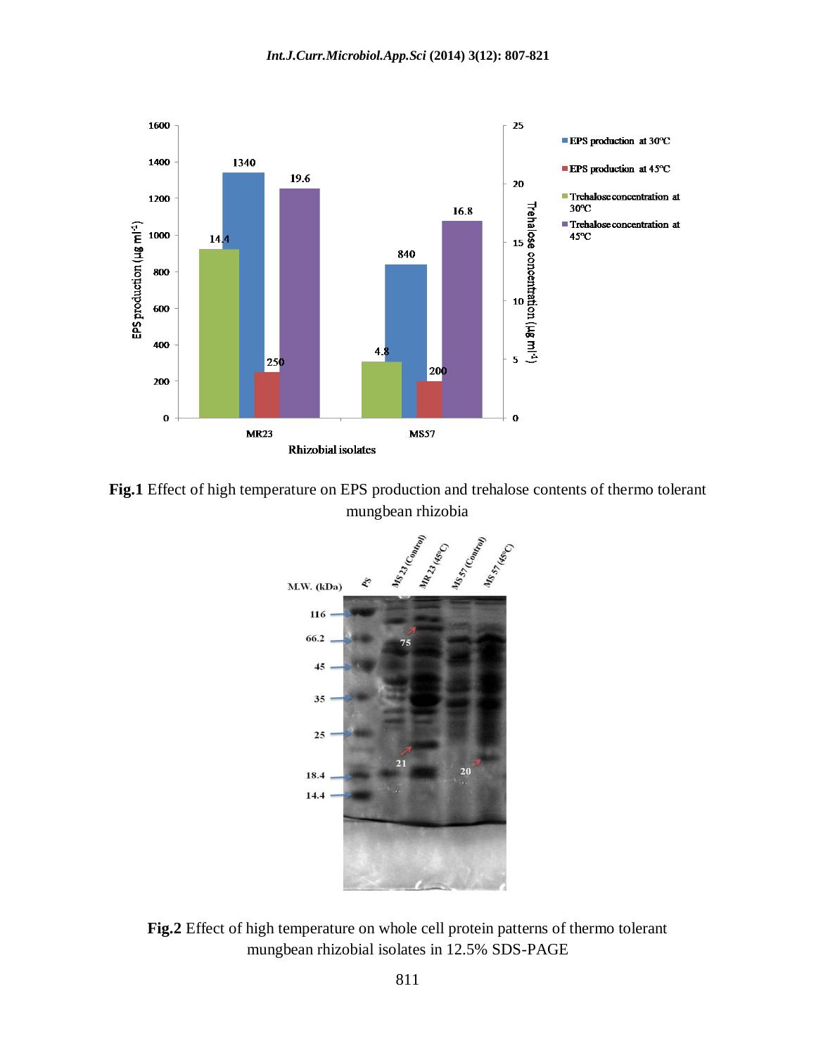**Fig.1** Effect of high temperature on EPS production and trehalose contents of thermo tolerant mungbean rhizobia

**Fig.2** Effect of high temperature on whole cell protein patterns of thermo tolerant mungbean rhizobial isolates in 12.5% SDS-PAGE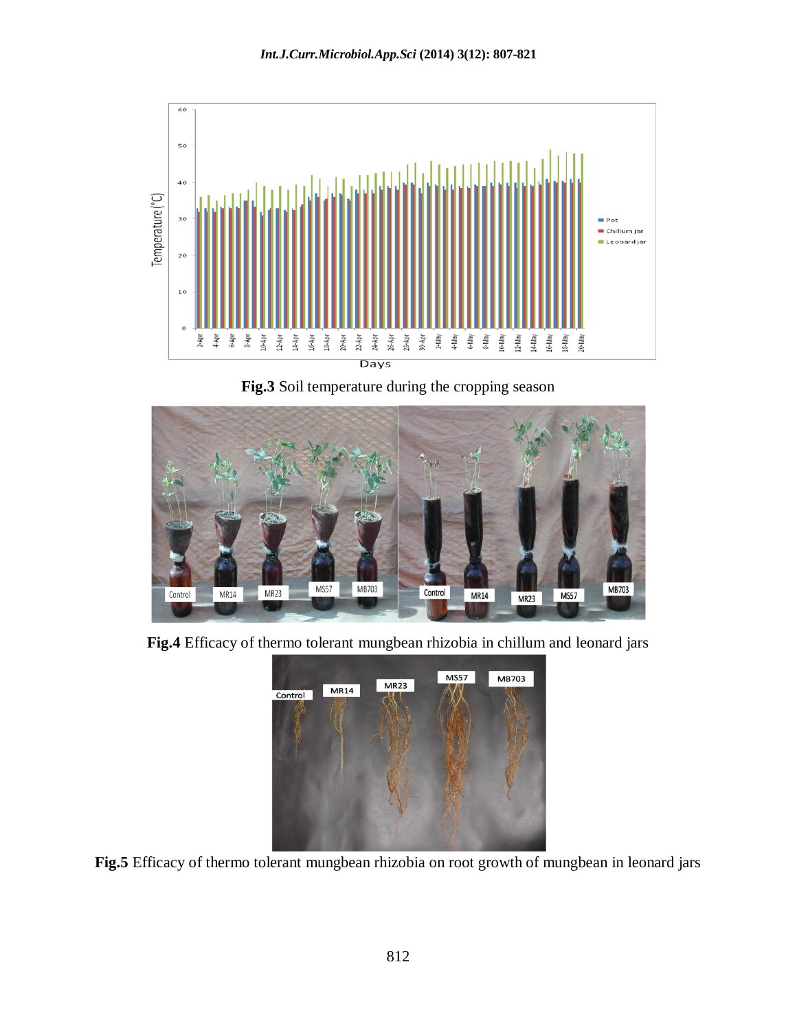**Fig.3** Soil temperature during the cropping season

**Fig.4** Efficacy of thermo tolerant mungbean rhizobia in chillum and leonard jars

**Fig.5** Efficacy of thermo tolerant mungbean rhizobia on root growth of mungbean in leonard jars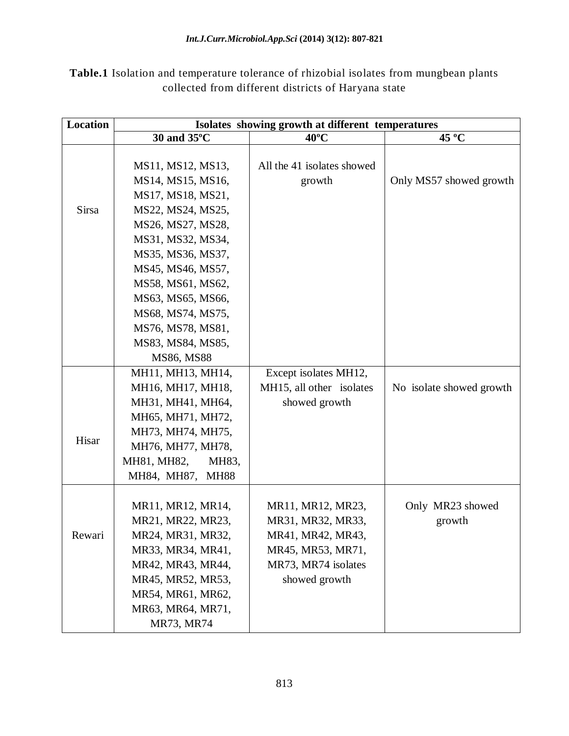**Table.1** Isolation and temperature tolerance of rhizobial isolates from mungbean plants collected from different districts of Haryana state

| Location | Isolates showing growth at different temperatures | | |
|---|---|---|---|
| | 30 and 35ºC | 40ºC | 45 ºC |
| Sirsa | MS11, MS12, MS13, MS14, MS15, MS16, MS17, MS18, MS21, MS22, MS24, MS25, MS26, MS27, MS28, MS31, MS32, MS34, MS35, MS36, MS37, MS45, MS46, MS57, MS58, MS61, MS62, MS63, MS65, MS66, MS68, MS74, MS75, MS76, MS78, MS81, MS83, MS84, MS85, MS86, MS88 | All the 41 isolates showed growth | Only MS57 showed growth |
| Hisar | MH11, MH13, MH14, MH16, MH17, MH18, MH31, MH41, MH64, MH65, MH71, MH72, MH73, MH74, MH75, MH76, MH77, MH78, MH81, MH82, MH83, MH84, MH87, MH88 | Except isolates MH12, MH15, all other isolates showed growth | No isolate showed growth |
| Rewari | MR11, MR12, MR14, MR21, MR22, MR23, MR24, MR31, MR32, MR33, MR34, MR41, MR42, MR43, MR44, MR45, MR52, MR53, MR54, MR61, MR62, MR63, MR64, MR71, MR73, MR74 | MR11, MR12, MR23, MR31, MR32, MR33, MR41, MR42, MR43, MR45, MR53, MR71, MR73, MR74 isolates showed growth | Only MR23 showed growth |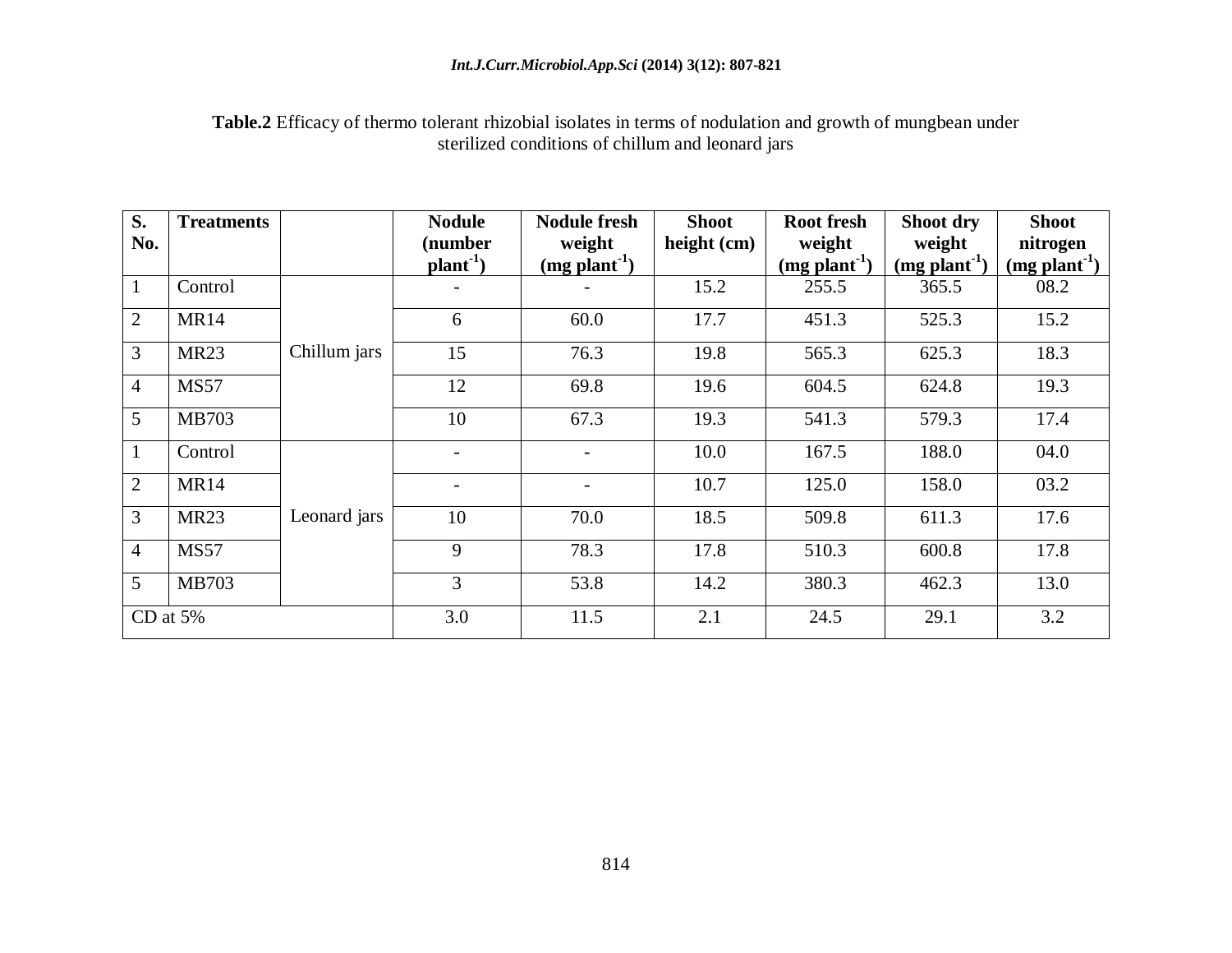**Table.2** Efficacy of thermo tolerant rhizobial isolates in terms of nodulation and growth of mungbean under sterilized conditions of chillum and leonard jars

| S. No. | Treatments | | Nodule (number $plant^{-1}$) | Nodule fresh weight (mg $plant^{-1}$) | Shoot height (cm) | Root fresh weight (mg $plant^{-1}$) | Shoot dry weight (mg $plant^{-1}$) | Shoot nitrogen (mg $plant^{-1}$) |
|---|---|---|---|---|---|---|---|---|
| 1 | Control | Chillum jars | - | - | 15.2 | 255.5 | 365.5 | 08.2 |
| 2 | MR14 | | 6 | 60.0 | 17.7 | 451.3 | 525.3 | 15.2 |
| 3 | MR23 | | 15 | 76.3 | 19.8 | 565.3 | 625.3 | 18.3 |
| 4 | MS57 | | 12 | 69.8 | 19.6 | 604.5 | 624.8 | 19.3 |
| 5 | MB703 | | 10 | 67.3 | 19.3 | 541.3 | 579.3 | 17.4 |
| 1 | Control | Leonard jars | - | - | 10.0 | 167.5 | 188.0 | 04.0 |
| 2 | MR14 | | - | - | 10.7 | 125.0 | 158.0 | 03.2 |
| 3 | MR23 | | 10 | 70.0 | 18.5 | 509.8 | 611.3 | 17.6 |
| 4 | MS57 | | 9 | 78.3 | 17.8 | 510.3 | 600.8 | 17.8 |
| 5 | MB703 | | 3 | 53.8 | 14.2 | 380.3 | 462.3 | 13.0 |
| CD at 5% | | | 3.0 | 11.5 | 2.1 | 24.5 | 29.1 | 3.2 |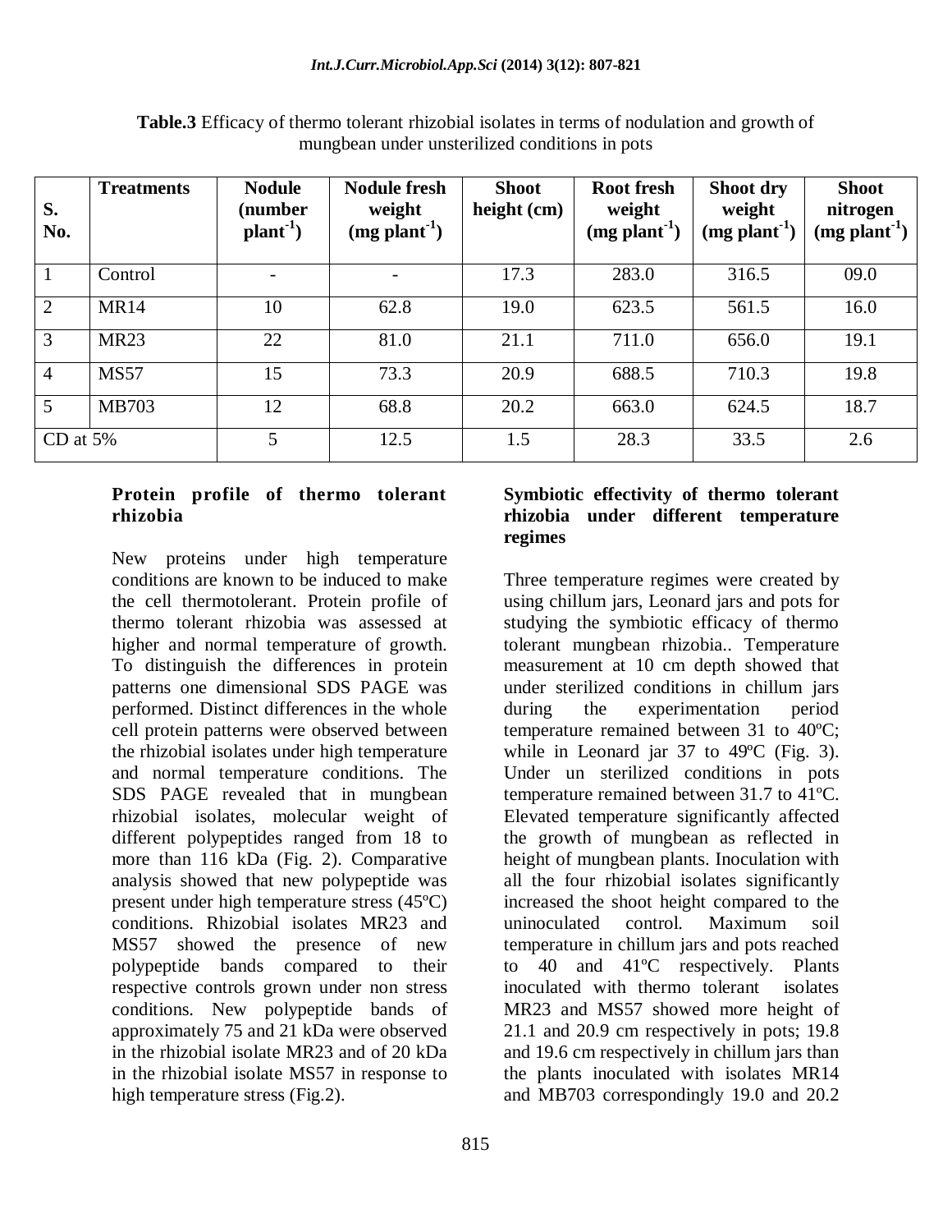**Table.3** Efficacy of thermo tolerant rhizobial isolates in terms of nodulation and growth of mungbean under unsterilized conditions in pots

| S. No. | Treatments | Nodule (number $plant^{-1}$) | Nodule fresh weight (mg $plant^{-1}$) | Shoot height (cm) | Root fresh weight (mg $plant^{-1}$) | Shoot dry weight (mg $plant^{-1}$) | Shoot nitrogen (mg $plant^{-1}$) |
|---|---|---|---|---|---|---|---|
| 1 | Control | - | - | 17.3 | 283.0 | 316.5 | 09.0 |
| 2 | MR14 | 10 | 62.8 | 19.0 | 623.5 | 561.5 | 16.0 |
| 3 | MR23 | 22 | 81.0 | 21.1 | 711.0 | 656.0 | 19.1 |
| 4 | MS57 | 15 | 73.3 | 20.9 | 688.5 | 710.3 | 19.8 |
| 5 | MB703 | 12 | 68.8 | 20.2 | 663.0 | 624.5 | 18.7 |
| CD at 5% | | 5 | 12.5 | 1.5 | 28.3 | 33.5 | 2.6 |

### Protein profile of thermo tolerant rhizobia

New proteins under high temperature conditions are known to be induced to make the cell thermotolerant. Protein profile of thermo tolerant rhizobia was assessed at higher and normal temperature of growth. To distinguish the differences in protein patterns one dimensional SDS PAGE was performed. Distinct differences in the whole cell protein patterns were observed between the rhizobial isolates under high temperature and normal temperature conditions. The SDS PAGE revealed that in mungbean rhizobial isolates, molecular weight of different polypeptides ranged from 18 to more than 116 kDa (Fig. 2). Comparative analysis showed that new polypeptide was present under high temperature stress (45ºC) conditions. Rhizobial isolates MR23 and MS57 showed the presence of new polypeptide bands compared to their respective controls grown under non stress conditions. New polypeptide bands of approximately 75 and 21 kDa were observed in the rhizobial isolate MR23 and of 20 kDa in the rhizobial isolate MS57 in response to high temperature stress (Fig.2).

### Symbiotic effectivity of thermo tolerant rhizobia under different temperature regimes

Three temperature regimes were created by using chillum jars, Leonard jars and pots for studying the symbiotic efficacy of thermo tolerant mungbean rhizobia.. Temperature measurement at 10 cm depth showed that under sterilized conditions in chillum jars during the experimentation period temperature remained between 31 to 40ºC; while in Leonard jar 37 to 49ºC (Fig. 3). Under un sterilized conditions in pots temperature remained between 31.7 to 41ºC. Elevated temperature significantly affected the growth of mungbean as reflected in height of mungbean plants. Inoculation with all the four rhizobial isolates significantly increased the shoot height compared to the uninoculated control. Maximum soil temperature in chillum jars and pots reached to 40 and 41ºC respectively. Plants inoculated with thermo tolerant isolates MR23 and MS57 showed more height of 21.1 and 20.9 cm respectively in pots; 19.8 and 19.6 cm respectively in chillum jars than the plants inoculated with isolates MR14 and MB703 correspondingly 19.0 and 20.2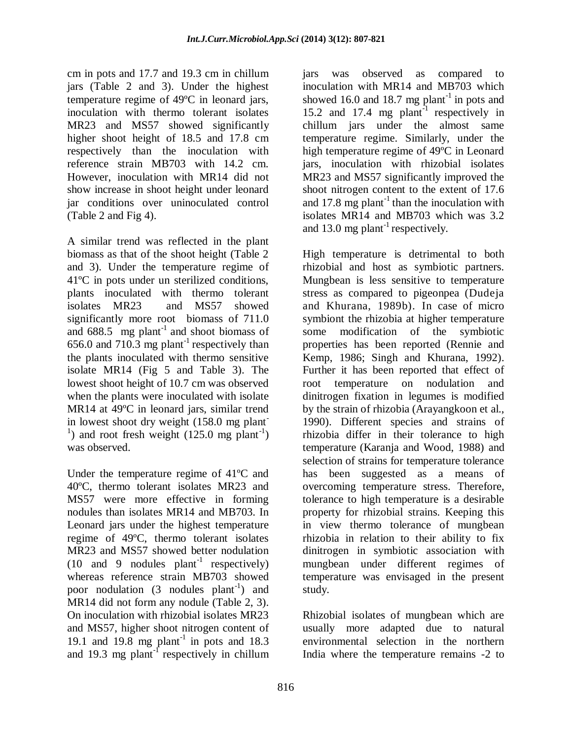cm in pots and 17.7 and 19.3 cm in chillum jars (Table 2 and 3). Under the highest temperature regime of 49ºC in leonard jars, inoculation with thermo tolerant isolates MR23 and MS57 showed significantly higher shoot height of 18.5 and 17.8 cm respectively than the inoculation with reference strain MB703 with 14.2 cm. However, inoculation with MR14 did not show increase in shoot height under leonard jar conditions over uninoculated control (Table 2 and Fig 4).

A similar trend was reflected in the plant biomass as that of the shoot height (Table 2 and 3). Under the temperature regime of 41ºC in pots under un sterilized conditions, plants inoculated with thermo tolerant isolates MR23 and MS57 showed significantly more root biomass of 711.0 and 688.5 mg plant$^{-1}$ and shoot biomass of 656.0 and 710.3 mg plant$^{-1}$ respectively than the plants inoculated with thermo sensitive isolate MR14 (Fig 5 and Table 3). The lowest shoot height of 10.7 cm was observed when the plants were inoculated with isolate MR14 at 49ºC in leonard jars, similar trend in lowest shoot dry weight (158.0 mg plant$^{-1}$) and root fresh weight (125.0 mg plant$^{-1}$) was observed.

Under the temperature regime of 41ºC and 40ºC, thermo tolerant isolates MR23 and MS57 were more effective in forming nodules than isolates MR14 and MB703. In Leonard jars under the highest temperature regime of 49ºC, thermo tolerant isolates MR23 and MS57 showed better nodulation (10 and 9 nodules plant$^{-1}$ respectively) whereas reference strain MB703 showed poor nodulation (3 nodules plant$^{-1}$) and MR14 did not form any nodule (Table 2, 3). On inoculation with rhizobial isolates MR23 and MS57, higher shoot nitrogen content of 19.1 and 19.8 mg plant$^{-1}$ in pots and 18.3 and 19.3 mg plant$^{-1}$ respectively in chillum jars was observed as compared to inoculation with MR14 and MB703 which showed 16.0 and 18.7 mg plant$^{-1}$ in pots and 15.2 and 17.4 mg plant$^{-1}$ respectively in chillum jars under the almost same temperature regime. Similarly, under the high temperature regime of 49ºC in Leonard jars, inoculation with rhizobial isolates MR23 and MS57 significantly improved the shoot nitrogen content to the extent of 17.6 and 17.8 mg plant$^{-1}$ than the inoculation with isolates MR14 and MB703 which was 3.2 and 13.0 mg plant$^{-1}$ respectively.

High temperature is detrimental to both rhizobial and host as symbiotic partners. Mungbean is less sensitive to temperature stress as compared to pigeonpea (Dudeja and Khurana, 1989b). In case of micro symbiont the rhizobia at higher temperature some modification of the symbiotic properties has been reported (Rennie and Kemp, 1986; Singh and Khurana, 1992). Further it has been reported that effect of root temperature on nodulation and dinitrogen fixation in legumes is modified by the strain of rhizobia (Arayangkoon et al., 1990). Different species and strains of rhizobia differ in their tolerance to high temperature (Karanja and Wood, 1988) and selection of strains for temperature tolerance has been suggested as a means of overcoming temperature stress. Therefore, tolerance to high temperature is a desirable property for rhizobial strains. Keeping this in view thermo tolerance of mungbean rhizobia in relation to their ability to fix dinitrogen in symbiotic association with mungbean under different regimes of temperature was envisaged in the present study.

Rhizobial isolates of mungbean which are usually more adapted due to natural environmental selection in the northern India where the temperature remains -2 to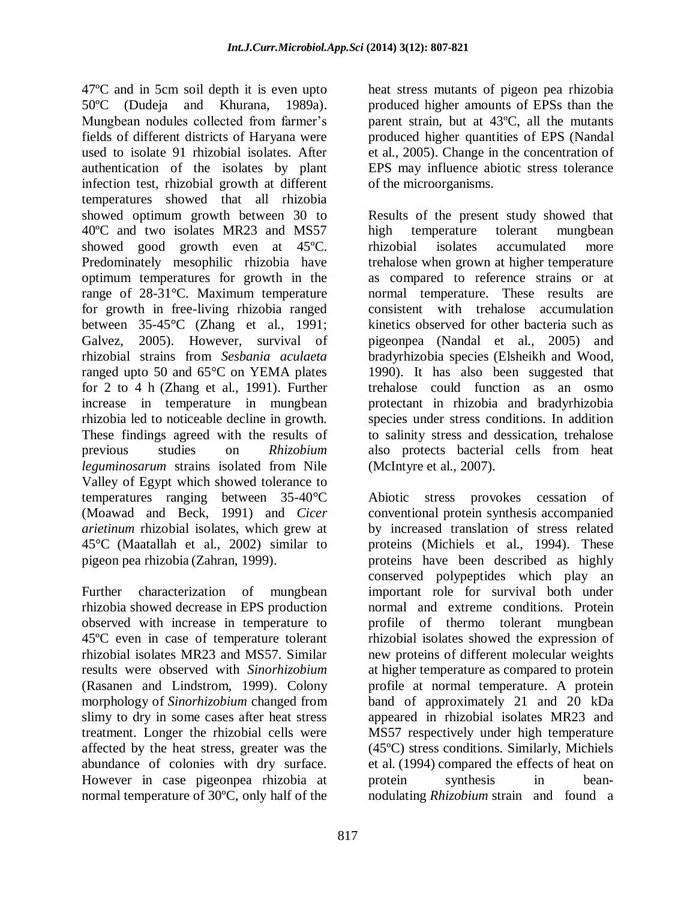47ºC and in 5cm soil depth it is even upto 50ºC (Dudeja and Khurana, 1989a). Mungbean nodules collected from farmer's fields of different districts of Haryana were used to isolate 91 rhizobial isolates. After authentication of the isolates by plant infection test, rhizobial growth at different temperatures showed that all rhizobia showed optimum growth between 30 to 40ºC and two isolates MR23 and MS57 showed good growth even at 45ºC. Predominately mesophilic rhizobia have optimum temperatures for growth in the range of 28-31°C. Maximum temperature for growth in free-living rhizobia ranged between 35-45°C (Zhang et al., 1991; Galvez, 2005). However, survival of rhizobial strains from *Sesbania aculaeta* ranged upto 50 and 65°C on YEMA plates for 2 to 4 h (Zhang et al., 1991). Further increase in temperature in mungbean rhizobia led to noticeable decline in growth. These findings agreed with the results of previous studies on *Rhizobium leguminosarum* strains isolated from Nile Valley of Egypt which showed tolerance to temperatures ranging between 35-40°C (Moawad and Beck, 1991) and *Cicer arietinum* rhizobial isolates, which grew at 45°C (Maatallah et al., 2002) similar to pigeon pea rhizobia (Zahran, 1999).

Further characterization of mungbean rhizobia showed decrease in EPS production observed with increase in temperature to 45ºC even in case of temperature tolerant rhizobial isolates MR23 and MS57. Similar results were observed with *Sinorhizobium* (Rasanen and Lindstrom, 1999). Colony morphology of *Sinorhizobium* changed from slimy to dry in some cases after heat stress treatment. Longer the rhizobial cells were affected by the heat stress, greater was the abundance of colonies with dry surface. However in case pigeonpea rhizobia at normal temperature of 30ºC, only half of the heat stress mutants of pigeon pea rhizobia produced higher amounts of EPSs than the parent strain, but at 43ºC, all the mutants produced higher quantities of EPS (Nandal et al., 2005). Change in the concentration of EPS may influence abiotic stress tolerance of the microorganisms.

Results of the present study showed that high temperature tolerant mungbean rhizobial isolates accumulated more trehalose when grown at higher temperature as compared to reference strains or at normal temperature. These results are consistent with trehalose accumulation kinetics observed for other bacteria such as pigeonpea (Nandal et al., 2005) and bradyrhizobia species (Elsheikh and Wood, 1990). It has also been suggested that trehalose could function as an osmo protectant in rhizobia and bradyrhizobia species under stress conditions. In addition to salinity stress and dessication, trehalose also protects bacterial cells from heat (McIntyre et al., 2007).

Abiotic stress provokes cessation of conventional protein synthesis accompanied by increased translation of stress related proteins (Michiels et al., 1994). These proteins have been described as highly conserved polypeptides which play an important role for survival both under normal and extreme conditions. Protein profile of thermo tolerant mungbean rhizobial isolates showed the expression of new proteins of different molecular weights at higher temperature as compared to protein profile at normal temperature. A protein band of approximately 21 and 20 kDa appeared in rhizobial isolates MR23 and MS57 respectively under high temperature (45ºC) stress conditions. Similarly, Michiels et al. (1994) compared the effects of heat on protein synthesis in bean-nodulating *Rhizobium* strain and found a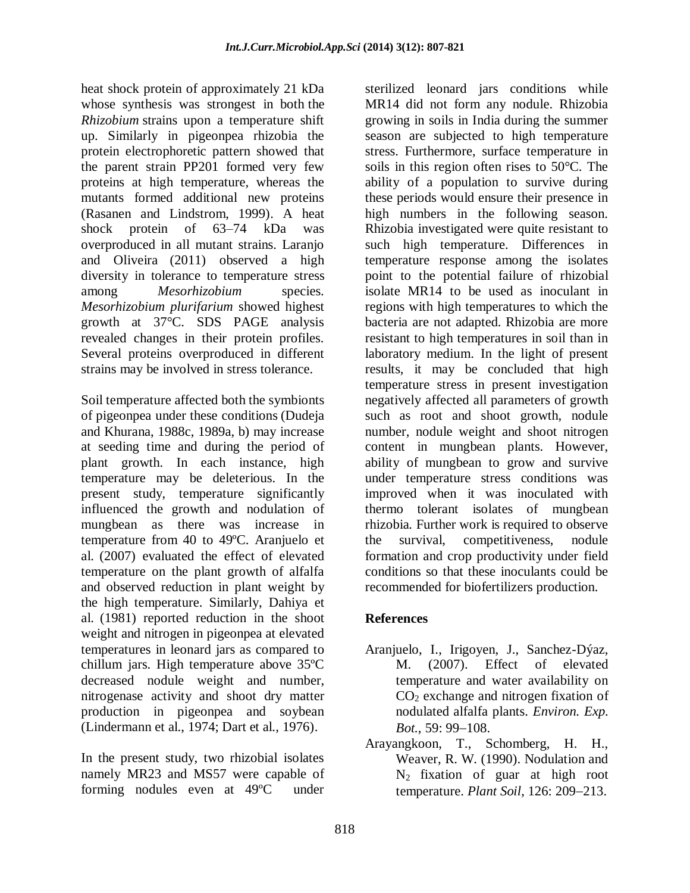heat shock protein of approximately 21 kDa whose synthesis was strongest in both the *Rhizobium* strains upon a temperature shift up. Similarly in pigeonpea rhizobia the protein electrophoretic pattern showed that the parent strain PP201 formed very few proteins at high temperature, whereas the mutants formed additional new proteins (Rasanen and Lindstrom, 1999). A heat shock protein of 63–74 kDa was overproduced in all mutant strains. Laranjo and Oliveira (2011) observed a high diversity in tolerance to temperature stress among *Mesorhizobium* species. *Mesorhizobium plurifarium* showed highest growth at 37°C. SDS PAGE analysis revealed changes in their protein profiles. Several proteins overproduced in different strains may be involved in stress tolerance.

Soil temperature affected both the symbionts of pigeonpea under these conditions (Dudeja and Khurana, 1988c, 1989a, b) may increase at seeding time and during the period of plant growth. In each instance, high temperature may be deleterious. In the present study, temperature significantly influenced the growth and nodulation of mungbean as there was increase in temperature from 40 to 49ºC. Aranjuelo et al. (2007) evaluated the effect of elevated temperature on the plant growth of alfalfa and observed reduction in plant weight by the high temperature. Similarly, Dahiya et al. (1981) reported reduction in the shoot weight and nitrogen in pigeonpea at elevated temperatures in leonard jars as compared to chillum jars. High temperature above 35ºC decreased nodule weight and number, nitrogenase activity and shoot dry matter production in pigeonpea and soybean (Lindermann et al., 1974; Dart et al., 1976).

In the present study, two rhizobial isolates namely MR23 and MS57 were capable of forming nodules even at 49ºC under sterilized leonard jars conditions while MR14 did not form any nodule. Rhizobia growing in soils in India during the summer season are subjected to high temperature stress. Furthermore, surface temperature in soils in this region often rises to 50°C. The ability of a population to survive during these periods would ensure their presence in high numbers in the following season. Rhizobia investigated were quite resistant to such high temperature. Differences in temperature response among the isolates point to the potential failure of rhizobial isolate MR14 to be used as inoculant in regions with high temperatures to which the bacteria are not adapted. Rhizobia are more resistant to high temperatures in soil than in laboratory medium. In the light of present results, it may be concluded that high temperature stress in present investigation negatively affected all parameters of growth such as root and shoot growth, nodule number, nodule weight and shoot nitrogen content in mungbean plants. However, ability of mungbean to grow and survive under temperature stress conditions was improved when it was inoculated with thermo tolerant isolates of mungbean rhizobia. Further work is required to observe the survival, competitiveness, nodule formation and crop productivity under field conditions so that these inoculants could be recommended for biofertilizers production.

## References

Aranjuelo, I., Irigoyen, J., Sanchez-Dýaz, M. (2007). Effect of elevated temperature and water availability on $CO_2$ exchange and nitrogen fixation of nodulated alfalfa plants. *Environ. Exp. Bot.*, 59: 99–108.

Arayangkoon, T., Schomberg, H. H., Weaver, R. W. (1990). Nodulation and $N_2$ fixation of guar at high root temperature. *Plant Soil*, 126: 209–213.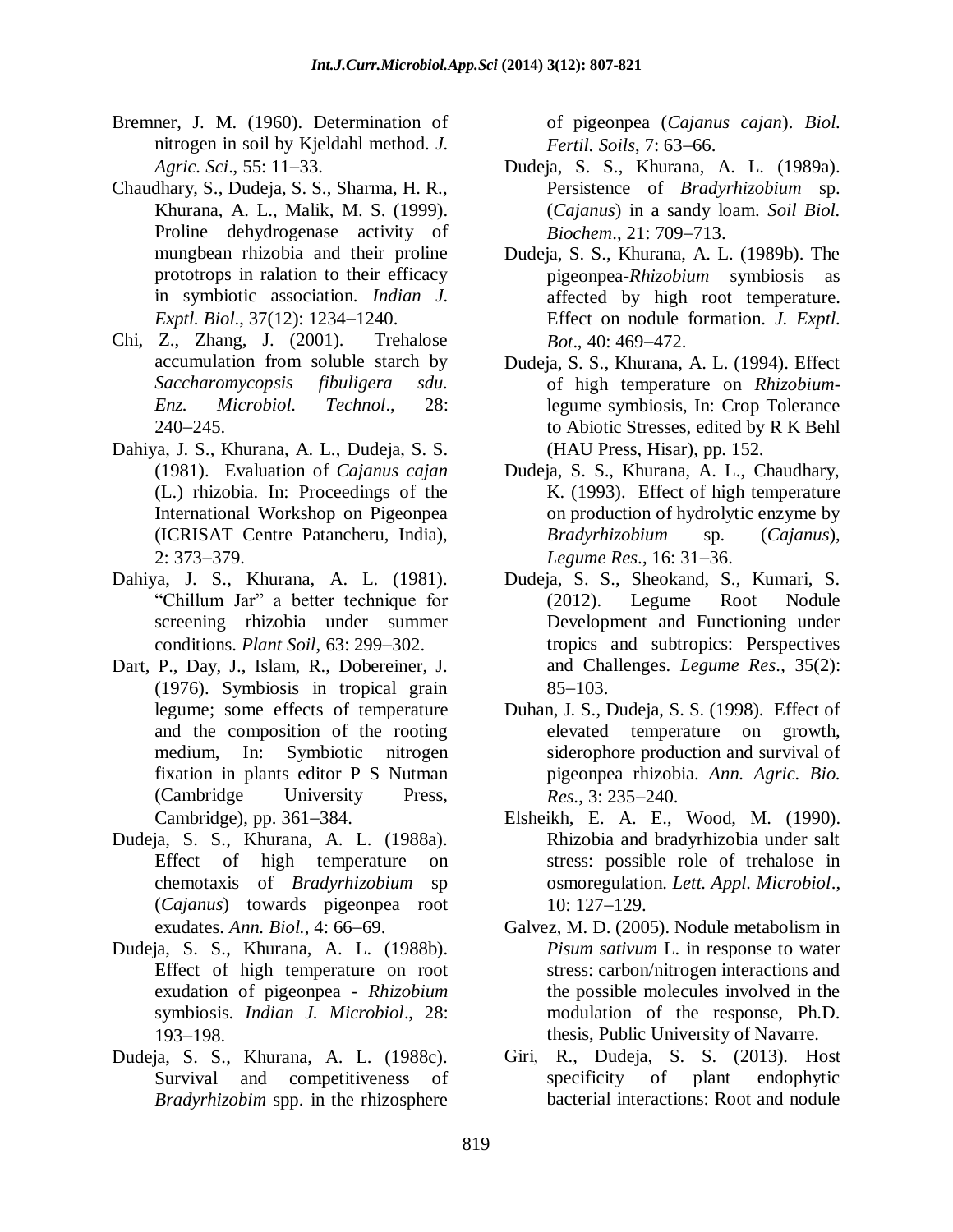Bremner, J. M. (1960). Determination of nitrogen in soil by Kjeldahl method. *J. Agric. Sci*., 55: 11–33.

Chaudhary, S., Dudeja, S. S., Sharma, H. R., Khurana, A. L., Malik, M. S. (1999). Proline dehydrogenase activity of mungbean rhizobia and their proline prototrops in ralation to their efficacy in symbiotic association. *Indian J. Exptl. Biol*., 37(12): 1234–1240.

Chi, Z., Zhang, J. (2001). Trehalose accumulation from soluble starch by *Saccharomycopsis fibuligera sdu. Enz. Microbiol. Technol*., 28: 240–245.

Dahiya, J. S., Khurana, A. L., Dudeja, S. S. (1981). Evaluation of *Cajanus cajan* (L.) rhizobia. In: Proceedings of the International Workshop on Pigeonpea (ICRISAT Centre Patancheru, India), 2: 373–379.

Dahiya, J. S., Khurana, A. L. (1981). "Chillum Jar" a better technique for screening rhizobia under summer conditions. *Plant Soil*, 63: 299–302.

Dart, P., Day, J., Islam, R., Dobereiner, J. (1976). Symbiosis in tropical grain legume; some effects of temperature and the composition of the rooting medium, In: Symbiotic nitrogen fixation in plants editor P S Nutman (Cambridge University Press, Cambridge), pp. 361–384.

Dudeja, S. S., Khurana, A. L. (1988a). Effect of high temperature on chemotaxis of *Bradyrhizobium* sp (*Cajanus*) towards pigeonpea root exudates. *Ann. Biol.*, 4: 66–69.

Dudeja, S. S., Khurana, A. L. (1988b). Effect of high temperature on root exudation of pigeonpea - *Rhizobium* symbiosis. *Indian J. Microbiol*., 28: 193–198.

Dudeja, S. S., Khurana, A. L. (1988c). Survival and competitiveness of *Bradyrhizobim* spp. in the rhizosphere of pigeonpea (*Cajanus cajan*). *Biol. Fertil. Soils*, 7: 63–66.

Dudeja, S. S., Khurana, A. L. (1989a). Persistence of *Bradyrhizobium* sp. (*Cajanus*) in a sandy loam. *Soil Biol. Biochem*., 21: 709–713.

Dudeja, S. S., Khurana, A. L. (1989b). The pigeonpea-*Rhizobium* symbiosis as affected by high root temperature. Effect on nodule formation. *J. Exptl. Bot*., 40: 469–472.

Dudeja, S. S., Khurana, A. L. (1994). Effect of high temperature on *Rhizobium*-legume symbiosis, In: Crop Tolerance to Abiotic Stresses, edited by R K Behl (HAU Press, Hisar), pp. 152.

Dudeja, S. S., Khurana, A. L., Chaudhary, K. (1993). Effect of high temperature on production of hydrolytic enzyme by *Bradyrhizobium* sp. (*Cajanus*), *Legume Res*., 16: 31–36.

Dudeja, S. S., Sheokand, S., Kumari, S. (2012). Legume Root Nodule Development and Functioning under tropics and subtropics: Perspectives and Challenges. *Legume Res*., 35(2): 85–103.

Duhan, J. S., Dudeja, S. S. (1998). Effect of elevated temperature on growth, siderophore production and survival of pigeonpea rhizobia. *Ann. Agric. Bio. Res*., 3: 235–240.

Elsheikh, E. A. E., Wood, M. (1990). Rhizobia and bradyrhizobia under salt stress: possible role of trehalose in osmoregulation. *Lett. Appl. Microbiol*., 10: 127–129.

Galvez, M. D. (2005). Nodule metabolism in *Pisum sativum* L. in response to water stress: carbon/nitrogen interactions and the possible molecules involved in the modulation of the response, Ph.D. thesis, Public University of Navarre.

Giri, R., Dudeja, S. S. (2013). Host specificity of plant endophytic bacterial interactions: Root and nodule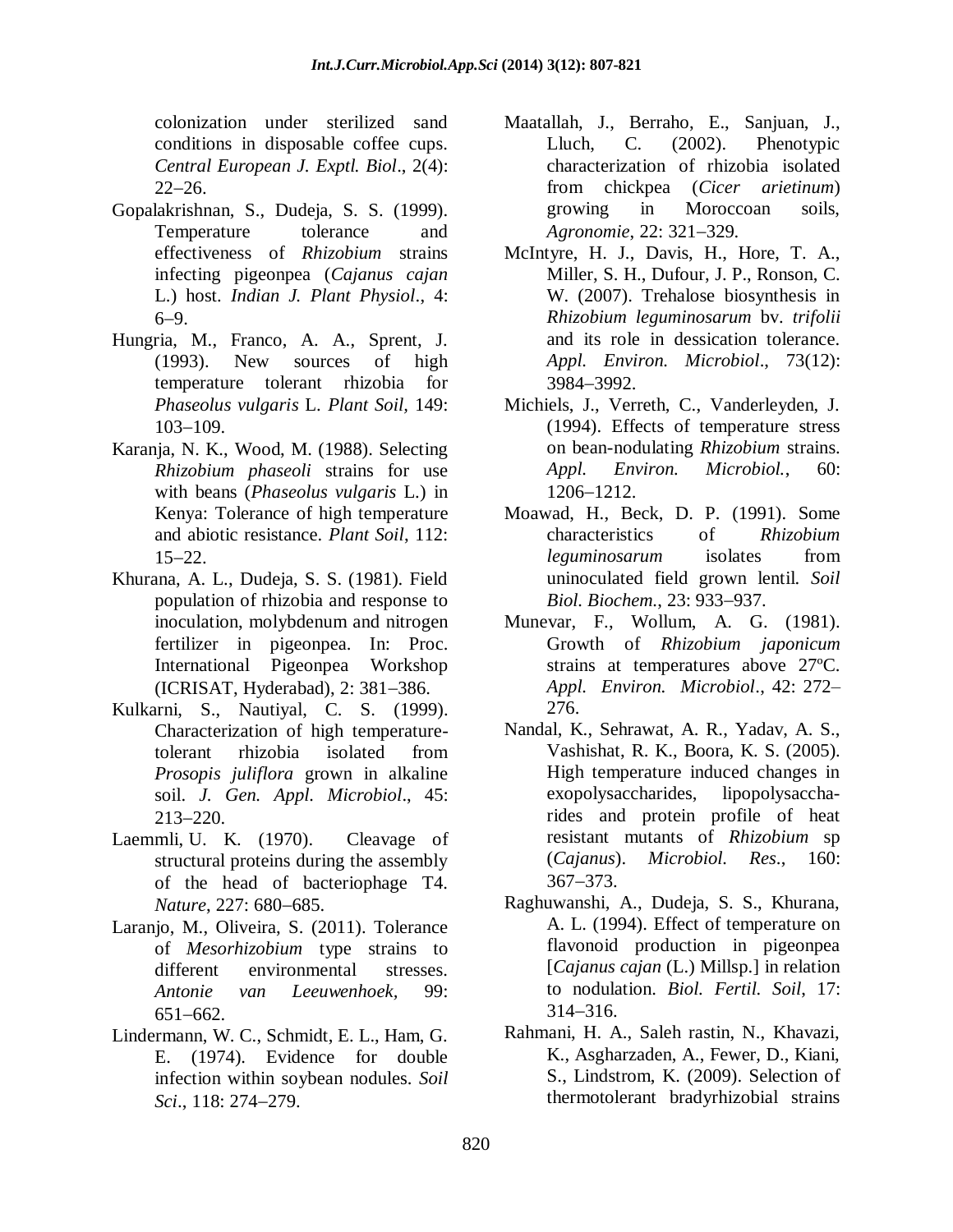colonization under sterilized sand conditions in disposable coffee cups. *Central European J. Exptl. Biol*., 2(4): 22–26.

Gopalakrishnan, S., Dudeja, S. S. (1999). Temperature tolerance and effectiveness of *Rhizobium* strains infecting pigeonpea (*Cajanus cajan* L.) host. *Indian J. Plant Physiol*., 4: 6–9.

Hungria, M., Franco, A. A., Sprent, J. (1993). New sources of high temperature tolerant rhizobia for *Phaseolus vulgaris* L. *Plant Soil,* 149: 103–109.

Karanja, N. K., Wood, M. (1988). Selecting *Rhizobium phaseoli* strains for use with beans (*Phaseolus vulgaris* L.) in Kenya: Tolerance of high temperature and abiotic resistance. *Plant Soil*, 112: 15–22.

Khurana, A. L., Dudeja, S. S. (1981). Field population of rhizobia and response to inoculation, molybdenum and nitrogen fertilizer in pigeonpea. In: Proc. International Pigeonpea Workshop (ICRISAT, Hyderabad), 2: 381–386.

Kulkarni, S., Nautiyal, C. S. (1999). Characterization of high temperature-tolerant rhizobia isolated from *Prosopis juliflora* grown in alkaline soil. *J. Gen. Appl. Microbiol*., 45: 213–220.

Laemmli, U. K. (1970). Cleavage of structural proteins during the assembly of the head of bacteriophage T4. *Nature*, 227: 680–685.

Laranjo, M., Oliveira, S. (2011). Tolerance of *Mesorhizobium* type strains to different environmental stresses. *Antonie van Leeuwenhoek,* 99: 651–662.

Lindermann, W. C., Schmidt, E. L., Ham, G. E. (1974). Evidence for double infection within soybean nodules. *Soil Sci*., 118: 274–279.

Maatallah, J., Berraho, E., Sanjuan, J., Lluch, C. (2002). Phenotypic characterization of rhizobia isolated from chickpea (*Cicer arietinum*) growing in Moroccoan soils, *Agronomie*, 22: 321–329.

McIntyre, H. J., Davis, H., Hore, T. A., Miller, S. H., Dufour, J. P., Ronson, C. W. (2007). Trehalose biosynthesis in *Rhizobium leguminosarum* bv. *trifolii* and its role in dessication tolerance. *Appl. Environ. Microbiol*., 73(12): 3984–3992.

Michiels, J., Verreth, C., Vanderleyden, J. (1994). Effects of temperature stress on bean-nodulating *Rhizobium* strains. *Appl. Environ. Microbiol.*, 60: 1206–1212.

Moawad, H., Beck, D. P. (1991). Some characteristics of *Rhizobium leguminosarum* isolates from uninoculated field grown lentil. *Soil Biol. Biochem.*, 23: 933–937.

Munevar, F., Wollum, A. G. (1981). Growth of *Rhizobium japonicum* strains at temperatures above 27ºC. *Appl. Environ. Microbiol*., 42: 272–276.

Nandal, K., Sehrawat, A. R., Yadav, A. S., Vashishat, R. K., Boora, K. S. (2005). High temperature induced changes in exopolysaccharides, lipopolysaccharides and protein profile of heat resistant mutants of *Rhizobium* sp (*Cajanus*). *Microbiol. Res*., 160: 367–373.

Raghuwanshi, A., Dudeja, S. S., Khurana, A. L. (1994). Effect of temperature on flavonoid production in pigeonpea [*Cajanus cajan* (L.) Millsp.] in relation to nodulation. *Biol. Fertil. Soil*, 17: 314–316.

Rahmani, H. A., Saleh rastin, N., Khavazi, K., Asgharzaden, A., Fewer, D., Kiani, S., Lindstrom, K. (2009). Selection of thermotolerant bradyrhizobial strains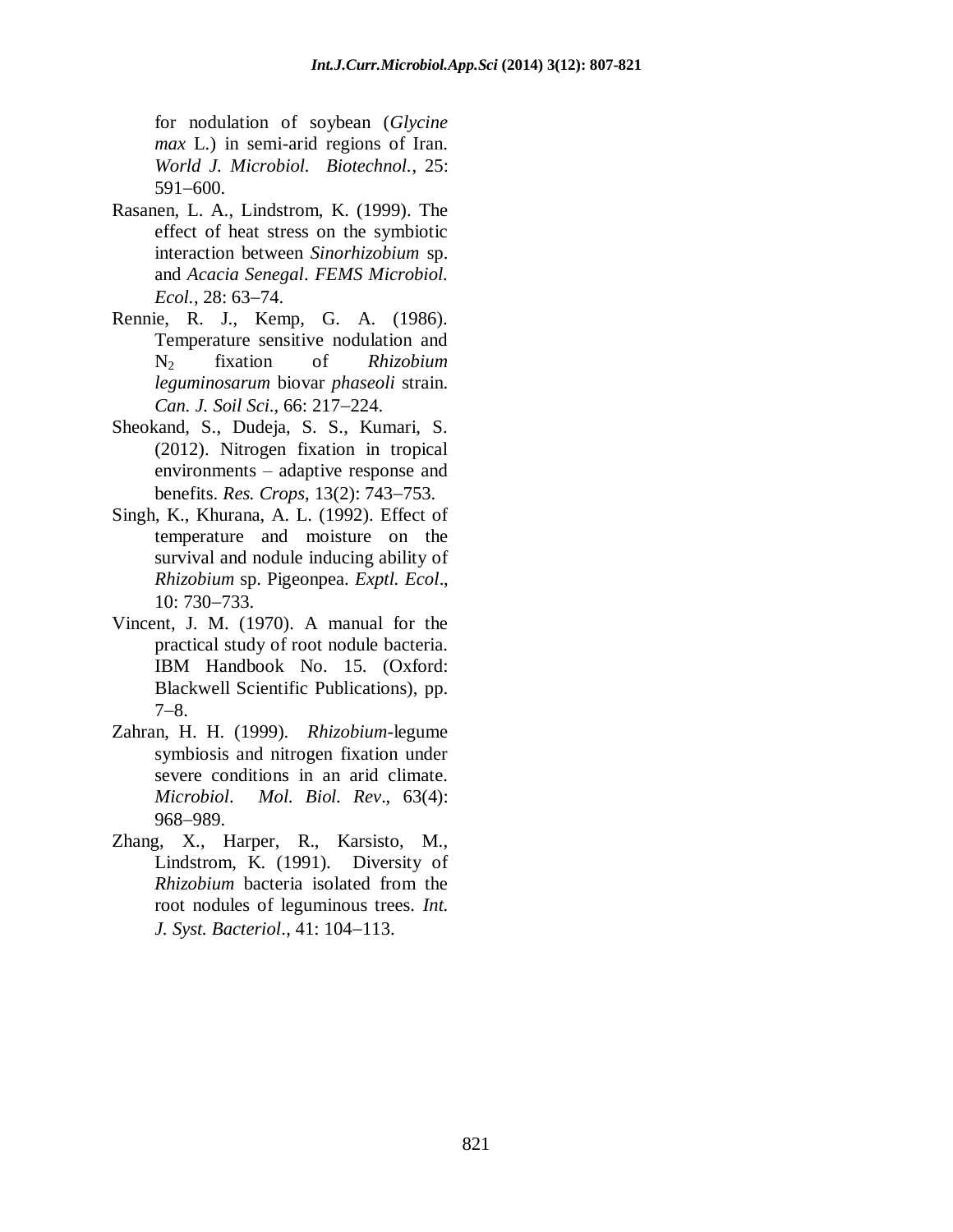for nodulation of soybean (*Glycine max* L.) in semi-arid regions of Iran. *World J. Microbiol. Biotechnol.*, 25: 591–600.

Rasanen, L. A., Lindstrom, K. (1999). The effect of heat stress on the symbiotic interaction between *Sinorhizobium* sp. and *Acacia Senegal*. *FEMS Microbiol. Ecol.*, 28: 63–74.

Rennie, R. J., Kemp, G. A. (1986). Temperature sensitive nodulation and $N_2$ fixation of *Rhizobium leguminosarum* biovar *phaseoli* strain. *Can. J. Soil Sci*., 66: 217–224.

Sheokand, S., Dudeja, S. S., Kumari, S. (2012). Nitrogen fixation in tropical environments – adaptive response and benefits. *Res. Crops*, 13(2): 743–753.

Singh, K., Khurana, A. L. (1992). Effect of temperature and moisture on the survival and nodule inducing ability of *Rhizobium* sp. Pigeonpea. *Exptl. Ecol*., 10: 730–733.

Vincent, J. M. (1970). A manual for the practical study of root nodule bacteria. IBM Handbook No. 15. (Oxford: Blackwell Scientific Publications), pp. 7–8.

Zahran, H. H. (1999). *Rhizobium*-legume symbiosis and nitrogen fixation under severe conditions in an arid climate. *Microbiol. Mol. Biol. Rev*., 63(4): 968–989.

Zhang, X., Harper, R., Karsisto, M., Lindstrom, K. (1991). Diversity of *Rhizobium* bacteria isolated from the root nodules of leguminous trees. *Int. J. Syst. Bacteriol*., 41: 104–113.